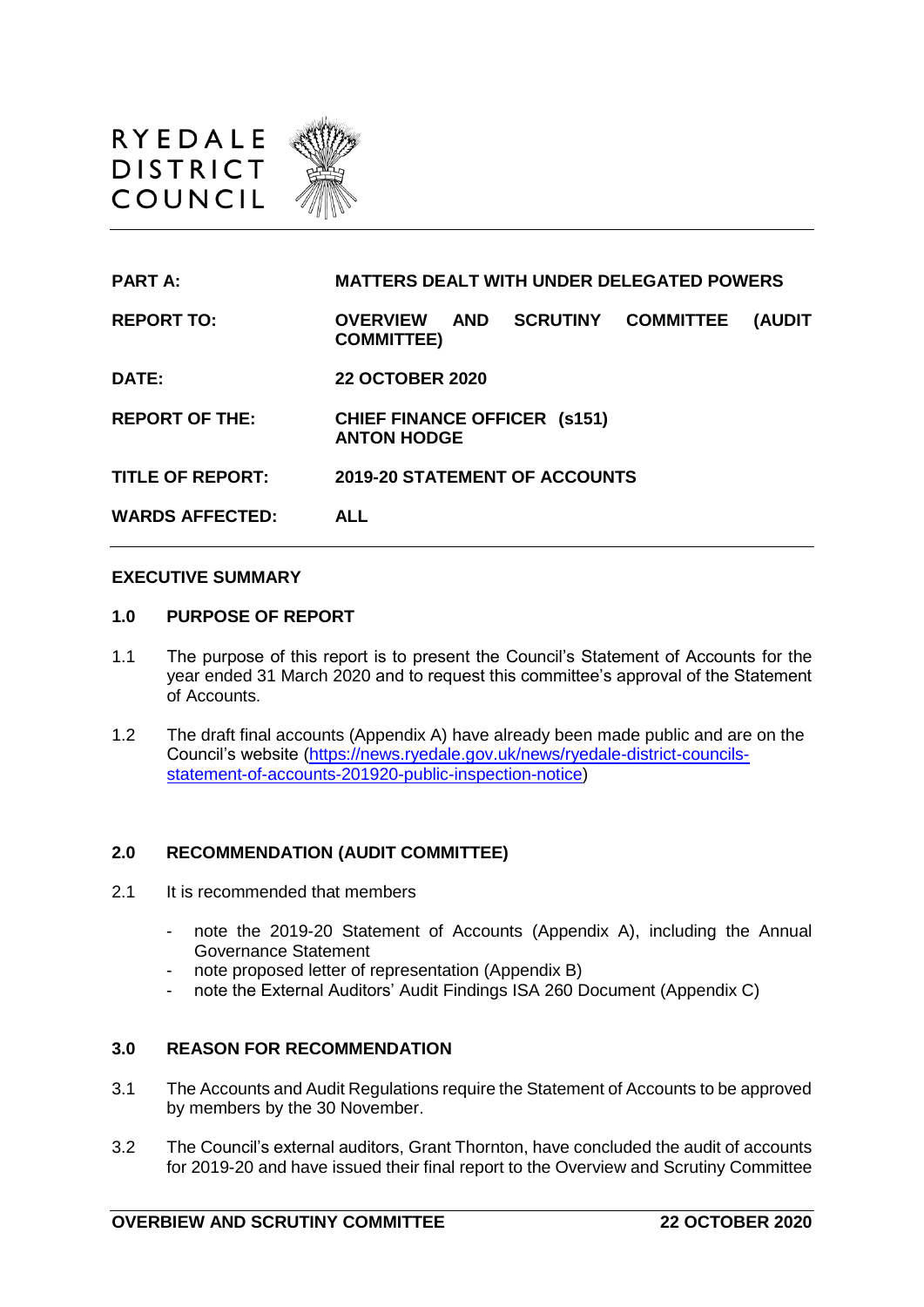RYEDALE
DISTRICT
COUNCIL

| | |
|---|---|
| **PART A:** | **MATTERS DEALT WITH UNDER DELEGATED POWERS** |
| **REPORT TO:** | **OVERVIEW AND SCRUTINY COMMITTEE (AUDIT COMMITTEE)** |
| **DATE:** | **22 OCTOBER 2020** |
| **REPORT OF THE:** | **CHIEF FINANCE OFFICER (s151) ANTON HODGE** |
| **TITLE OF REPORT:** | **2019-20 STATEMENT OF ACCOUNTS** |
| **WARDS AFFECTED:** | **ALL** |

**EXECUTIVE SUMMARY**

## 1.0 PURPOSE OF REPORT

1.1 The purpose of this report is to present the Council's Statement of Accounts for the year ended 31 March 2020 and to request this committee's approval of the Statement of Accounts.

1.2 The draft final accounts (Appendix A) have already been made public and are on the Council's website (https://news.ryedale.gov.uk/news/ryedale-district-councils-statement-of-accounts-201920-public-inspection-notice)

## 2.0 RECOMMENDATION (AUDIT COMMITTEE)

2.1 It is recommended that members

- note the 2019-20 Statement of Accounts (Appendix A), including the Annual Governance Statement
- note proposed letter of representation (Appendix B)
- note the External Auditors' Audit Findings ISA 260 Document (Appendix C)

## 3.0 REASON FOR RECOMMENDATION

3.1 The Accounts and Audit Regulations require the Statement of Accounts to be approved by members by the 30 November.

3.2 The Council's external auditors, Grant Thornton, have concluded the audit of accounts for 2019-20 and have issued their final report to the Overview and Scrutiny Committee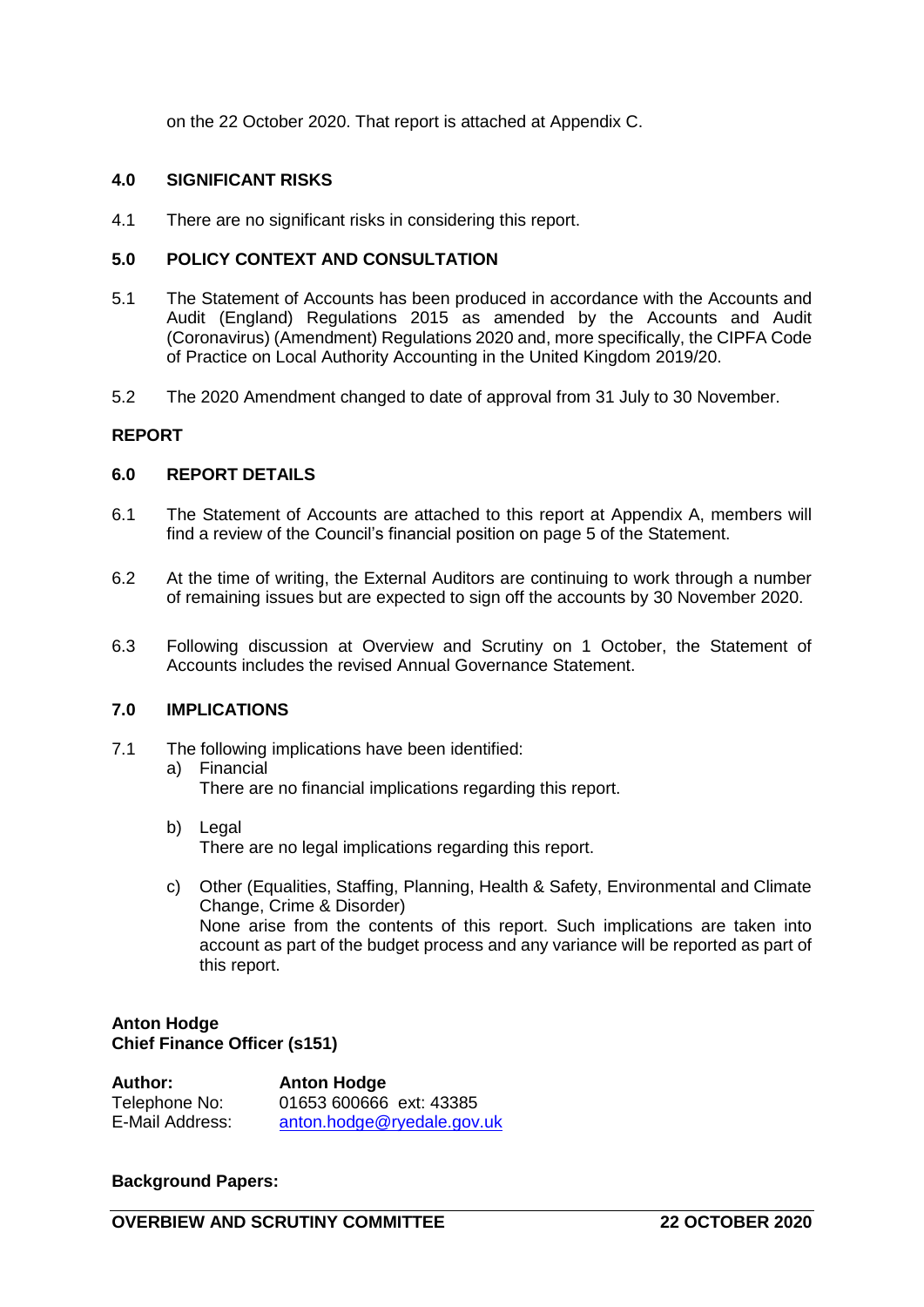on the 22 October 2020. That report is attached at Appendix C.

## 4.0 SIGNIFICANT RISKS

4.1 There are no significant risks in considering this report.

## 5.0 POLICY CONTEXT AND CONSULTATION

5.1 The Statement of Accounts has been produced in accordance with the Accounts and Audit (England) Regulations 2015 as amended by the Accounts and Audit (Coronavirus) (Amendment) Regulations 2020 and, more specifically, the CIPFA Code of Practice on Local Authority Accounting in the United Kingdom 2019/20.

5.2 The 2020 Amendment changed to date of approval from 31 July to 30 November.

## REPORT

## 6.0 REPORT DETAILS

6.1 The Statement of Accounts are attached to this report at Appendix A, members will find a review of the Council's financial position on page 5 of the Statement.

6.2 At the time of writing, the External Auditors are continuing to work through a number of remaining issues but are expected to sign off the accounts by 30 November 2020.

6.3 Following discussion at Overview and Scrutiny on 1 October, the Statement of Accounts includes the revised Annual Governance Statement.

## 7.0 IMPLICATIONS

7.1 The following implications have been identified:

a) Financial
There are no financial implications regarding this report.

b) Legal
There are no legal implications regarding this report.

c) Other (Equalities, Staffing, Planning, Health & Safety, Environmental and Climate Change, Crime & Disorder)
None arise from the contents of this report. Such implications are taken into account as part of the budget process and any variance will be reported as part of this report.

**Anton Hodge**
**Chief Finance Officer (s151)**

| | |
|---|---|
| **Author:** | **Anton Hodge** |
| Telephone No: | 01653 600666 ext: 43385 |
| E-Mail Address: | anton.hodge@ryedale.gov.uk |

**Background Papers:**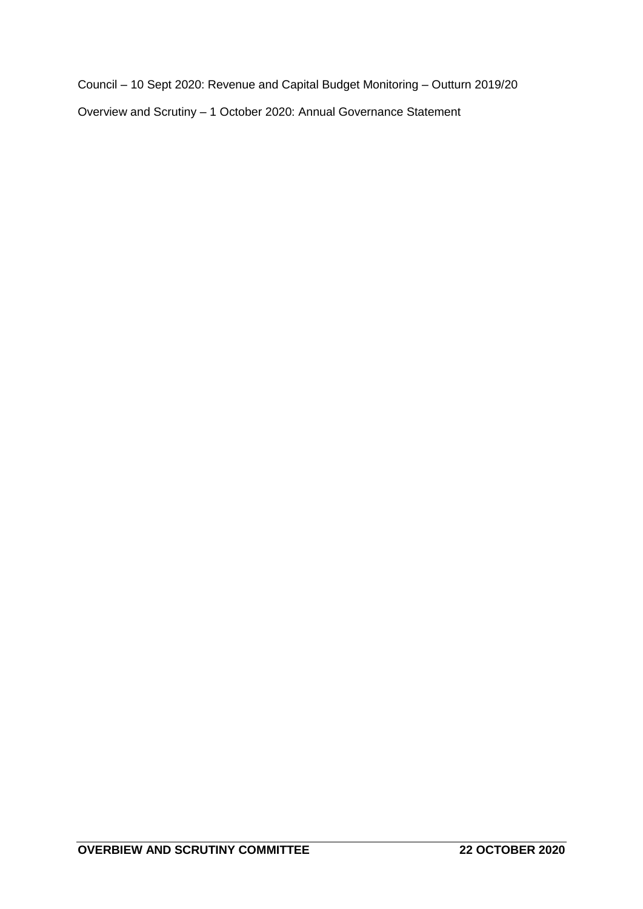Council – 10 Sept 2020: Revenue and Capital Budget Monitoring – Outturn 2019/20

Overview and Scrutiny – 1 October 2020: Annual Governance Statement